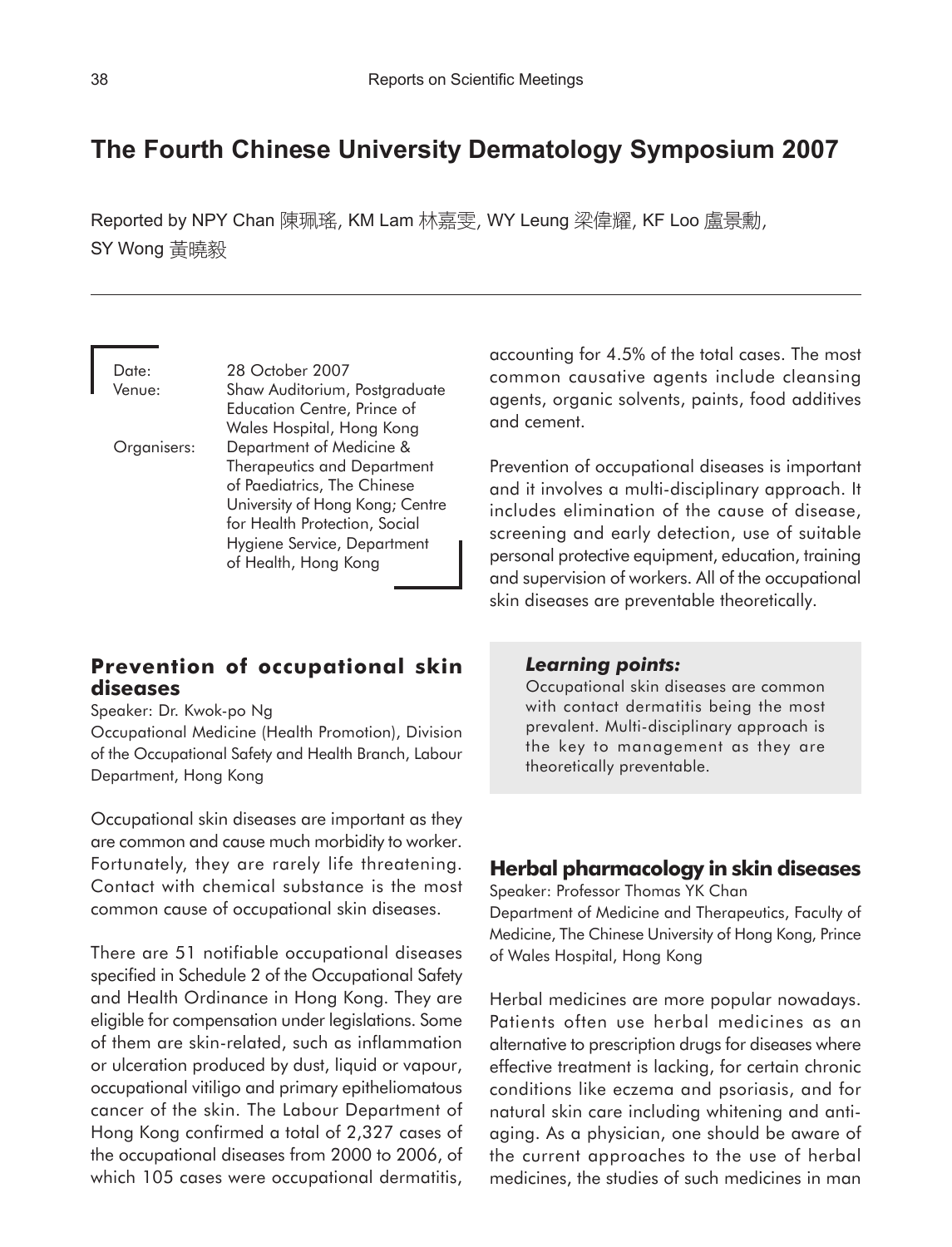# The Fourth Chinese University Dermatology Symposium 2007

Reported by NPY Chan 陳珮瑤, KM Lam 林嘉雯, WY Leung 梁偉耀, KF Loo 盧景勳, SY Wong 黃曉毅

Date: 28 October 2007

Venue: Shaw Auditorium, Postgraduate Education Centre, Prince of Wales Hospital, Hong Kong

Organisers: Department of Medicine & Therapeutics and Department of Paediatrics, The Chinese University of Hong Kong; Centre for Health Protection, Social Hygiene Service, Department of Health, Hong Kong

## Prevention of occupational skin diseases

Speaker: Dr. Kwok-po Ng

Occupational Medicine (Health Promotion), Division of the Occupational Safety and Health Branch, Labour Department, Hong Kong

Occupational skin diseases are important as they are common and cause much morbidity to worker. Fortunately, they are rarely life threatening. Contact with chemical substance is the most common cause of occupational skin diseases.

There are 51 notifiable occupational diseases specified in Schedule 2 of the Occupational Safety and Health Ordinance in Hong Kong. They are eligible for compensation under legislations. Some of them are skin-related, such as inflammation or ulceration produced by dust, liquid or vapour, occupational vitiligo and primary epitheliomatous cancer of the skin. The Labour Department of Hong Kong confirmed a total of 2,327 cases of the occupational diseases from 2000 to 2006, of which 105 cases were occupational dermatitis, accounting for 4.5% of the total cases. The most common causative agents include cleansing agents, organic solvents, paints, food additives and cement.

Prevention of occupational diseases is important and it involves a multi-disciplinary approach. It includes elimination of the cause of disease, screening and early detection, use of suitable personal protective equipment, education, training and supervision of workers. All of the occupational skin diseases are preventable theoretically.

> ***Learning points:***
>
> Occupational skin diseases are common with contact dermatitis being the most prevalent. Multi-disciplinary approach is the key to management as they are theoretically preventable.

## Herbal pharmacology in skin diseases

Speaker: Professor Thomas YK Chan

Department of Medicine and Therapeutics, Faculty of Medicine, The Chinese University of Hong Kong, Prince of Wales Hospital, Hong Kong

Herbal medicines are more popular nowadays. Patients often use herbal medicines as an alternative to prescription drugs for diseases where effective treatment is lacking, for certain chronic conditions like eczema and psoriasis, and for natural skin care including whitening and anti-aging. As a physician, one should be aware of the current approaches to the use of herbal medicines, the studies of such medicines in man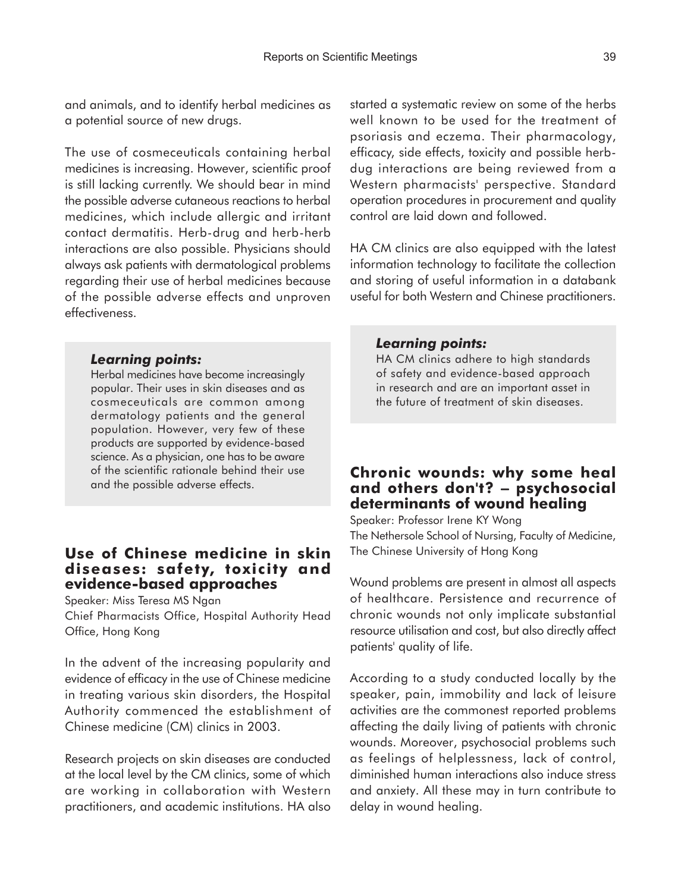and animals, and to identify herbal medicines as a potential source of new drugs.

The use of cosmeceuticals containing herbal medicines is increasing. However, scientific proof is still lacking currently. We should bear in mind the possible adverse cutaneous reactions to herbal medicines, which include allergic and irritant contact dermatitis. Herb-drug and herb-herb interactions are also possible. Physicians should always ask patients with dermatological problems regarding their use of herbal medicines because of the possible adverse effects and unproven effectiveness.

> ***Learning points:***
> Herbal medicines have become increasingly popular. Their uses in skin diseases and as cosmeceuticals are common among dermatology patients and the general population. However, very few of these products are supported by evidence-based science. As a physician, one has to be aware of the scientific rationale behind their use and the possible adverse effects.

## Use of Chinese medicine in skin diseases: safety, toxicity and evidence-based approaches

Speaker: Miss Teresa MS Ngan
Chief Pharmacists Office, Hospital Authority Head Office, Hong Kong

In the advent of the increasing popularity and evidence of efficacy in the use of Chinese medicine in treating various skin disorders, the Hospital Authority commenced the establishment of Chinese medicine (CM) clinics in 2003.

Research projects on skin diseases are conducted at the local level by the CM clinics, some of which are working in collaboration with Western practitioners, and academic institutions. HA also started a systematic review on some of the herbs well known to be used for the treatment of psoriasis and eczema. Their pharmacology, efficacy, side effects, toxicity and possible herb-dug interactions are being reviewed from a Western pharmacists' perspective. Standard operation procedures in procurement and quality control are laid down and followed.

HA CM clinics are also equipped with the latest information technology to facilitate the collection and storing of useful information in a databank useful for both Western and Chinese practitioners.

> ***Learning points:***
> HA CM clinics adhere to high standards of safety and evidence-based approach in research and are an important asset in the future of treatment of skin diseases.

## Chronic wounds: why some heal and others don't? – psychosocial determinants of wound healing

Speaker: Professor Irene KY Wong
The Nethersole School of Nursing, Faculty of Medicine, The Chinese University of Hong Kong

Wound problems are present in almost all aspects of healthcare. Persistence and recurrence of chronic wounds not only implicate substantial resource utilisation and cost, but also directly affect patients' quality of life.

According to a study conducted locally by the speaker, pain, immobility and lack of leisure activities are the commonest reported problems affecting the daily living of patients with chronic wounds. Moreover, psychosocial problems such as feelings of helplessness, lack of control, diminished human interactions also induce stress and anxiety. All these may in turn contribute to delay in wound healing.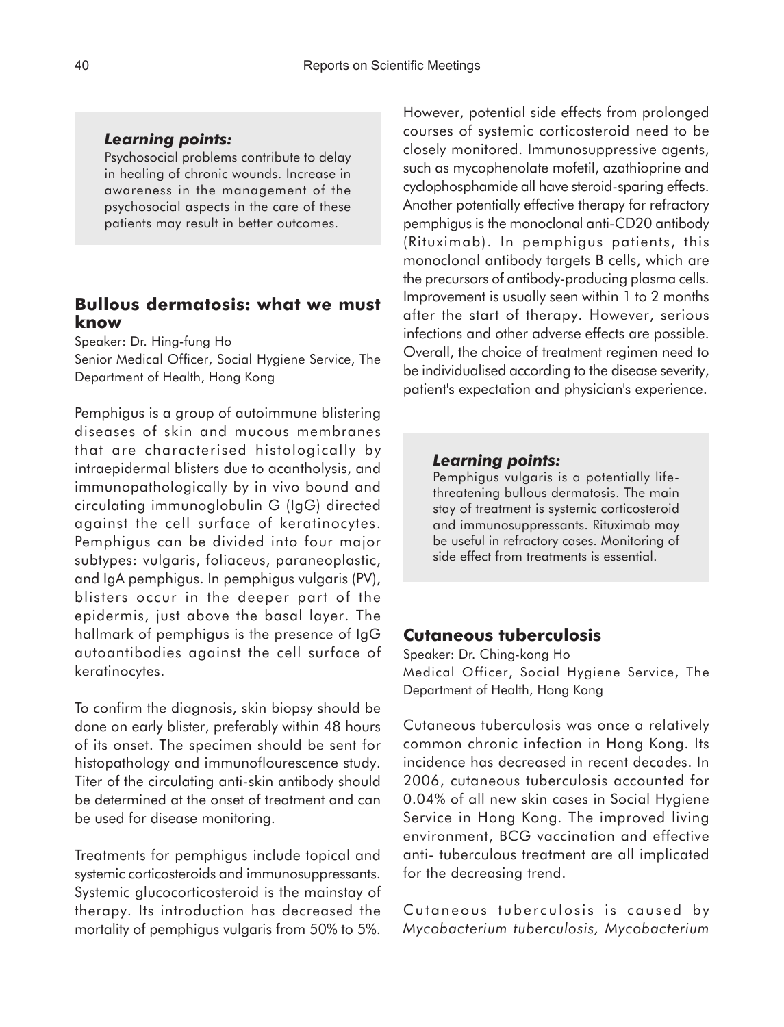***Learning points:***

Psychosocial problems contribute to delay in healing of chronic wounds. Increase in awareness in the management of the psychosocial aspects in the care of these patients may result in better outcomes.

## Bullous dermatosis: what we must know

Speaker: Dr. Hing-fung Ho
Senior Medical Officer, Social Hygiene Service, The Department of Health, Hong Kong

Pemphigus is a group of autoimmune blistering diseases of skin and mucous membranes that are characterised histologically by intraepidermal blisters due to acantholysis, and immunopathologically by in vivo bound and circulating immunoglobulin G (IgG) directed against the cell surface of keratinocytes. Pemphigus can be divided into four major subtypes: vulgaris, foliaceus, paraneoplastic, and IgA pemphigus. In pemphigus vulgaris (PV), blisters occur in the deeper part of the epidermis, just above the basal layer. The hallmark of pemphigus is the presence of IgG autoantibodies against the cell surface of keratinocytes.

To confirm the diagnosis, skin biopsy should be done on early blister, preferably within 48 hours of its onset. The specimen should be sent for histopathology and immunoflourescence study. Titer of the circulating anti-skin antibody should be determined at the onset of treatment and can be used for disease monitoring.

Treatments for pemphigus include topical and systemic corticosteroids and immunosuppressants. Systemic glucocorticosteroid is the mainstay of therapy. Its introduction has decreased the mortality of pemphigus vulgaris from 50% to 5%. However, potential side effects from prolonged courses of systemic corticosteroid need to be closely monitored. Immunosuppressive agents, such as mycophenolate mofetil, azathioprine and cyclophosphamide all have steroid-sparing effects. Another potentially effective therapy for refractory pemphigus is the monoclonal anti-CD20 antibody (Rituximab). In pemphigus patients, this monoclonal antibody targets B cells, which are the precursors of antibody-producing plasma cells. Improvement is usually seen within 1 to 2 months after the start of therapy. However, serious infections and other adverse effects are possible. Overall, the choice of treatment regimen need to be individualised according to the disease severity, patient's expectation and physician's experience.

***Learning points:***

Pemphigus vulgaris is a potentially life-threatening bullous dermatosis. The main stay of treatment is systemic corticosteroid and immunosuppressants. Rituximab may be useful in refractory cases. Monitoring of side effect from treatments is essential.

## Cutaneous tuberculosis

Speaker: Dr. Ching-kong Ho
Medical Officer, Social Hygiene Service, The Department of Health, Hong Kong

Cutaneous tuberculosis was once a relatively common chronic infection in Hong Kong. Its incidence has decreased in recent decades. In 2006, cutaneous tuberculosis accounted for 0.04% of all new skin cases in Social Hygiene Service in Hong Kong. The improved living environment, BCG vaccination and effective anti- tuberculous treatment are all implicated for the decreasing trend.

Cutaneous tuberculosis is caused by *Mycobacterium tuberculosis, Mycobacterium*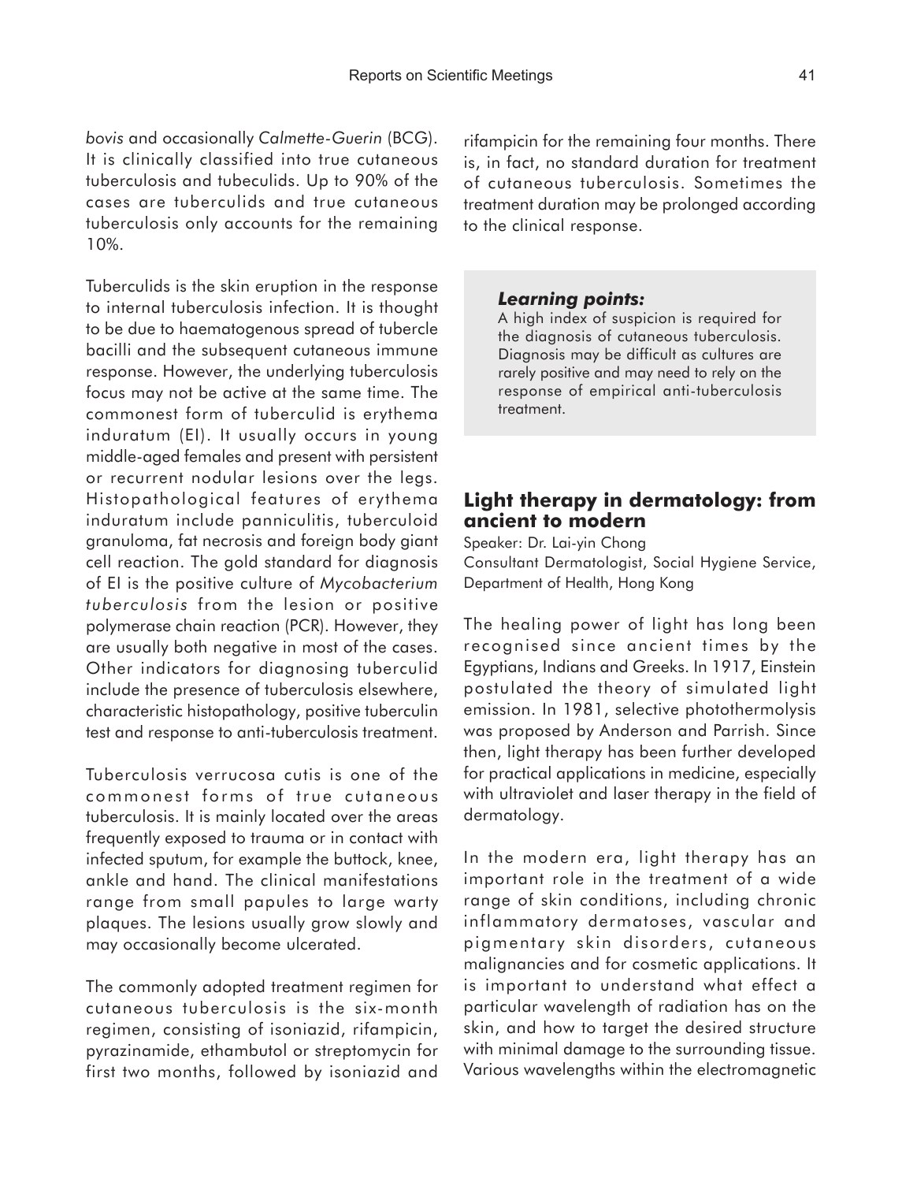*bovis* and occasionally *Calmette-Guerin* (BCG). It is clinically classified into true cutaneous tuberculosis and tubeculids. Up to 90% of the cases are tuberculids and true cutaneous tuberculosis only accounts for the remaining 10%.

Tuberculids is the skin eruption in the response to internal tuberculosis infection. It is thought to be due to haematogenous spread of tubercle bacilli and the subsequent cutaneous immune response. However, the underlying tuberculosis focus may not be active at the same time. The commonest form of tuberculid is erythema induratum (EI). It usually occurs in young middle-aged females and present with persistent or recurrent nodular lesions over the legs. Histopathological features of erythema induratum include panniculitis, tuberculoid granuloma, fat necrosis and foreign body giant cell reaction. The gold standard for diagnosis of EI is the positive culture of *Mycobacterium tuberculosis* from the lesion or positive polymerase chain reaction (PCR). However, they are usually both negative in most of the cases. Other indicators for diagnosing tuberculid include the presence of tuberculosis elsewhere, characteristic histopathology, positive tuberculin test and response to anti-tuberculosis treatment.

Tuberculosis verrucosa cutis is one of the commonest forms of true cutaneous tuberculosis. It is mainly located over the areas frequently exposed to trauma or in contact with infected sputum, for example the buttock, knee, ankle and hand. The clinical manifestations range from small papules to large warty plaques. The lesions usually grow slowly and may occasionally become ulcerated.

The commonly adopted treatment regimen for cutaneous tuberculosis is the six-month regimen, consisting of isoniazid, rifampicin, pyrazinamide, ethambutol or streptomycin for first two months, followed by isoniazid and rifampicin for the remaining four months. There is, in fact, no standard duration for treatment of cutaneous tuberculosis. Sometimes the treatment duration may be prolonged according to the clinical response.

> ***Learning points:***
> A high index of suspicion is required for the diagnosis of cutaneous tuberculosis. Diagnosis may be difficult as cultures are rarely positive and may need to rely on the response of empirical anti-tuberculosis treatment.

## Light therapy in dermatology: from ancient to modern

Speaker: Dr. Lai-yin Chong
Consultant Dermatologist, Social Hygiene Service, Department of Health, Hong Kong

The healing power of light has long been recognised since ancient times by the Egyptians, Indians and Greeks. In 1917, Einstein postulated the theory of simulated light emission. In 1981, selective photothermolysis was proposed by Anderson and Parrish. Since then, light therapy has been further developed for practical applications in medicine, especially with ultraviolet and laser therapy in the field of dermatology.

In the modern era, light therapy has an important role in the treatment of a wide range of skin conditions, including chronic inflammatory dermatoses, vascular and pigmentary skin disorders, cutaneous malignancies and for cosmetic applications. It is important to understand what effect a particular wavelength of radiation has on the skin, and how to target the desired structure with minimal damage to the surrounding tissue. Various wavelengths within the electromagnetic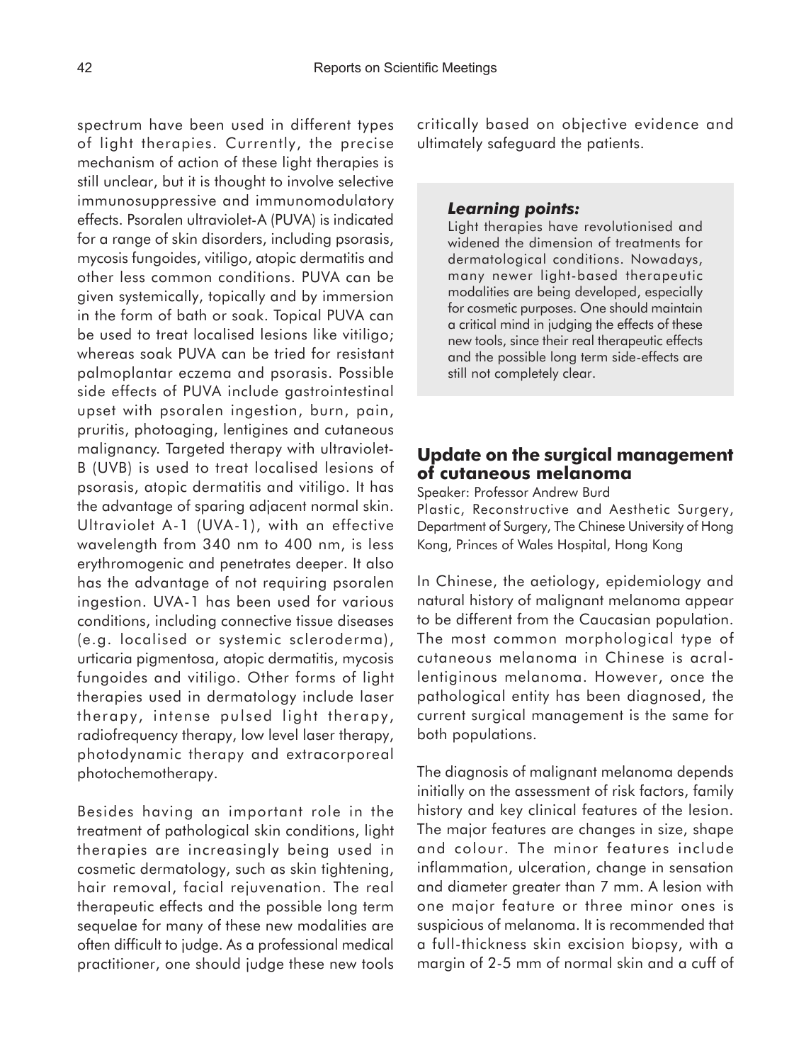spectrum have been used in different types of light therapies. Currently, the precise mechanism of action of these light therapies is still unclear, but it is thought to involve selective immunosuppressive and immunomodulatory effects. Psoralen ultraviolet-A (PUVA) is indicated for a range of skin disorders, including psorasis, mycosis fungoides, vitiligo, atopic dermatitis and other less common conditions. PUVA can be given systemically, topically and by immersion in the form of bath or soak. Topical PUVA can be used to treat localised lesions like vitiligo; whereas soak PUVA can be tried for resistant palmoplantar eczema and psorasis. Possible side effects of PUVA include gastrointestinal upset with psoralen ingestion, burn, pain, pruritis, photoaging, lentigines and cutaneous malignancy. Targeted therapy with ultraviolet-B (UVB) is used to treat localised lesions of psorasis, atopic dermatitis and vitiligo. It has the advantage of sparing adjacent normal skin. Ultraviolet A-1 (UVA-1), with an effective wavelength from 340 nm to 400 nm, is less erythromogenic and penetrates deeper. It also has the advantage of not requiring psoralen ingestion. UVA-1 has been used for various conditions, including connective tissue diseases (e.g. localised or systemic scleroderma), urticaria pigmentosa, atopic dermatitis, mycosis fungoides and vitiligo. Other forms of light therapies used in dermatology include laser therapy, intense pulsed light therapy, radiofrequency therapy, low level laser therapy, photodynamic therapy and extracorporeal photochemotherapy.

Besides having an important role in the treatment of pathological skin conditions, light therapies are increasingly being used in cosmetic dermatology, such as skin tightening, hair removal, facial rejuvenation. The real therapeutic effects and the possible long term sequelae for many of these new modalities are often difficult to judge. As a professional medical practitioner, one should judge these new tools critically based on objective evidence and ultimately safeguard the patients.

> ***Learning points:***
>
> Light therapies have revolutionised and widened the dimension of treatments for dermatological conditions. Nowadays, many newer light-based therapeutic modalities are being developed, especially for cosmetic purposes. One should maintain a critical mind in judging the effects of these new tools, since their real therapeutic effects and the possible long term side-effects are still not completely clear.

## Update on the surgical management of cutaneous melanoma

Speaker: Professor Andrew Burd

Plastic, Reconstructive and Aesthetic Surgery, Department of Surgery, The Chinese University of Hong Kong, Princes of Wales Hospital, Hong Kong

In Chinese, the aetiology, epidemiology and natural history of malignant melanoma appear to be different from the Caucasian population. The most common morphological type of cutaneous melanoma in Chinese is acral-lentiginous melanoma. However, once the pathological entity has been diagnosed, the current surgical management is the same for both populations.

The diagnosis of malignant melanoma depends initially on the assessment of risk factors, family history and key clinical features of the lesion. The major features are changes in size, shape and colour. The minor features include inflammation, ulceration, change in sensation and diameter greater than 7 mm. A lesion with one major feature or three minor ones is suspicious of melanoma. It is recommended that a full-thickness skin excision biopsy, with a margin of 2-5 mm of normal skin and a cuff of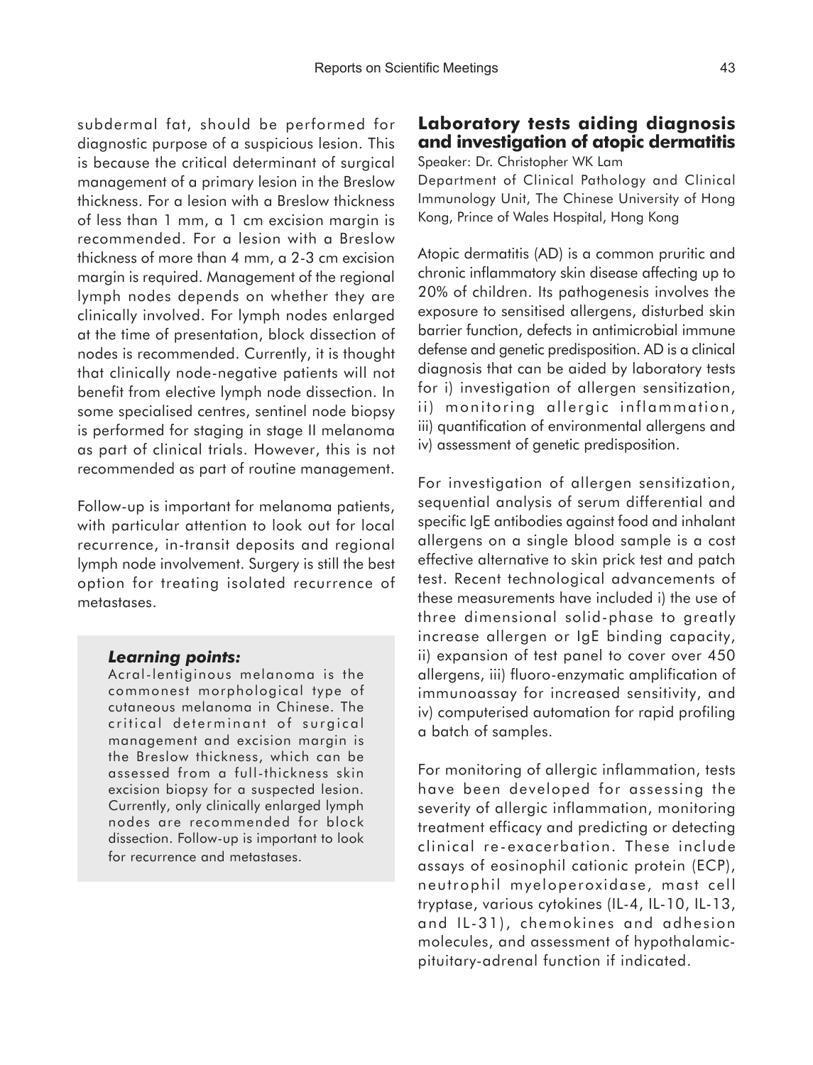subdermal fat, should be performed for diagnostic purpose of a suspicious lesion. This is because the critical determinant of surgical management of a primary lesion in the Breslow thickness. For a lesion with a Breslow thickness of less than 1 mm, a 1 cm excision margin is recommended. For a lesion with a Breslow thickness of more than 4 mm, a 2-3 cm excision margin is required. Management of the regional lymph nodes depends on whether they are clinically involved. For lymph nodes enlarged at the time of presentation, block dissection of nodes is recommended. Currently, it is thought that clinically node-negative patients will not benefit from elective lymph node dissection. In some specialised centres, sentinel node biopsy is performed for staging in stage II melanoma as part of clinical trials. However, this is not recommended as part of routine management.

Follow-up is important for melanoma patients, with particular attention to look out for local recurrence, in-transit deposits and regional lymph node involvement. Surgery is still the best option for treating isolated recurrence of metastases.

> ***Learning points:***
> Acral-lentiginous melanoma is the commonest morphological type of cutaneous melanoma in Chinese. The critical determinant of surgical management and excision margin is the Breslow thickness, which can be assessed from a full-thickness skin excision biopsy for a suspected lesion. Currently, only clinically enlarged lymph nodes are recommended for block dissection. Follow-up is important to look for recurrence and metastases.

## Laboratory tests aiding diagnosis and investigation of atopic dermatitis

Speaker: Dr. Christopher WK Lam

Department of Clinical Pathology and Clinical Immunology Unit, The Chinese University of Hong Kong, Prince of Wales Hospital, Hong Kong

Atopic dermatitis (AD) is a common pruritic and chronic inflammatory skin disease affecting up to 20% of children. Its pathogenesis involves the exposure to sensitised allergens, disturbed skin barrier function, defects in antimicrobial immune defense and genetic predisposition. AD is a clinical diagnosis that can be aided by laboratory tests for i) investigation of allergen sensitization, ii) monitoring allergic inflammation, iii) quantification of environmental allergens and iv) assessment of genetic predisposition.

For investigation of allergen sensitization, sequential analysis of serum differential and specific IgE antibodies against food and inhalant allergens on a single blood sample is a cost effective alternative to skin prick test and patch test. Recent technological advancements of these measurements have included i) the use of three dimensional solid-phase to greatly increase allergen or IgE binding capacity, ii) expansion of test panel to cover over 450 allergens, iii) fluoro-enzymatic amplification of immunoassay for increased sensitivity, and iv) computerised automation for rapid profiling a batch of samples.

For monitoring of allergic inflammation, tests have been developed for assessing the severity of allergic inflammation, monitoring treatment efficacy and predicting or detecting clinical re-exacerbation. These include assays of eosinophil cationic protein (ECP), neutrophil myeloperoxidase, mast cell tryptase, various cytokines (IL-4, IL-10, IL-13, and IL-31), chemokines and adhesion molecules, and assessment of hypothalamic-pituitary-adrenal function if indicated.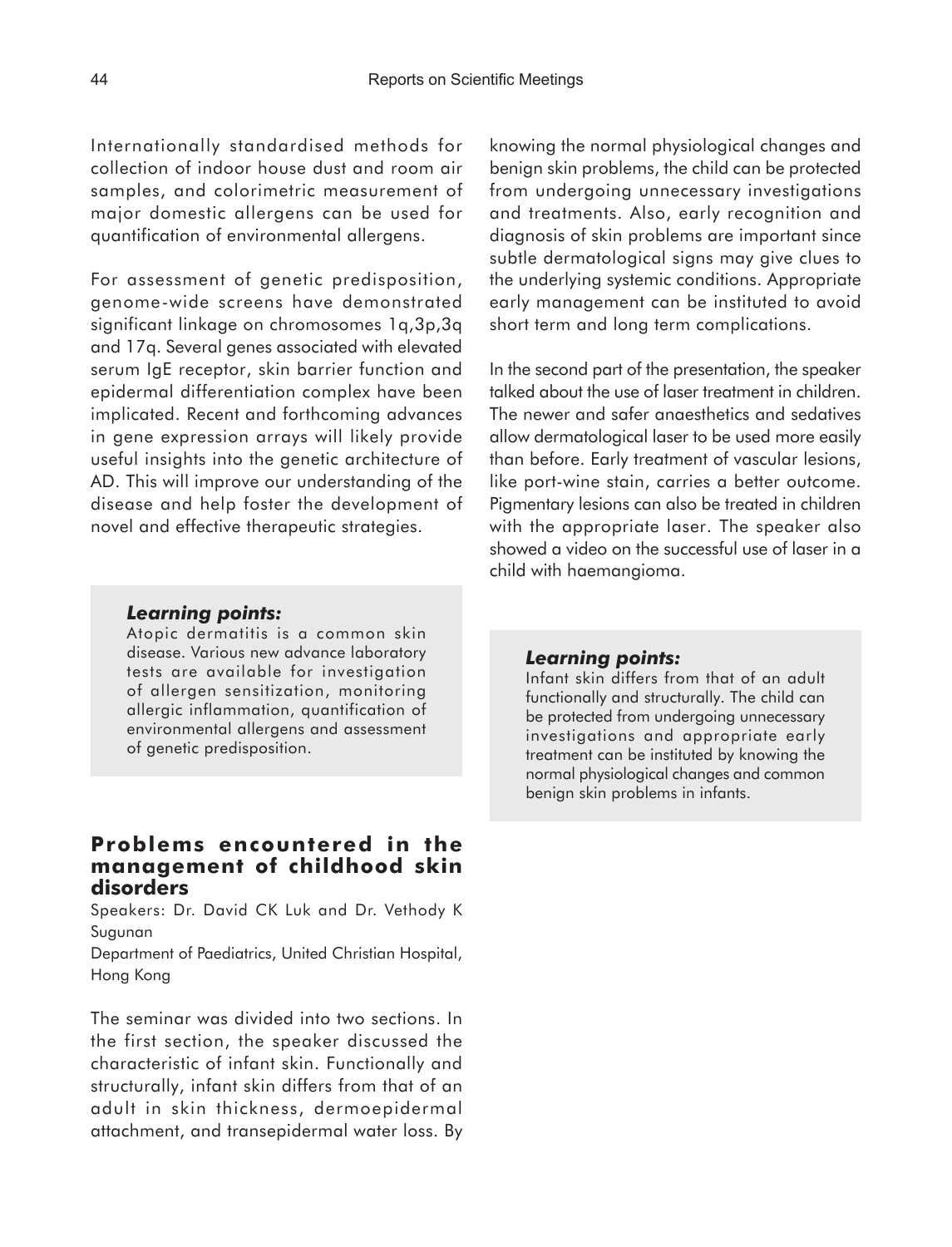Internationally standardised methods for collection of indoor house dust and room air samples, and colorimetric measurement of major domestic allergens can be used for quantification of environmental allergens.

For assessment of genetic predisposition, genome-wide screens have demonstrated significant linkage on chromosomes 1q,3p,3q and 17q. Several genes associated with elevated serum IgE receptor, skin barrier function and epidermal differentiation complex have been implicated. Recent and forthcoming advances in gene expression arrays will likely provide useful insights into the genetic architecture of AD. This will improve our understanding of the disease and help foster the development of novel and effective therapeutic strategies.

***Learning points:***
Atopic dermatitis is a common skin disease. Various new advance laboratory tests are available for investigation of allergen sensitization, monitoring allergic inflammation, quantification of environmental allergens and assessment of genetic predisposition.

## Problems encountered in the management of childhood skin disorders

Speakers: Dr. David CK Luk and Dr. Vethody K Sugunan

Department of Paediatrics, United Christian Hospital, Hong Kong

The seminar was divided into two sections. In the first section, the speaker discussed the characteristic of infant skin. Functionally and structurally, infant skin differs from that of an adult in skin thickness, dermoepidermal attachment, and transepidermal water loss. By knowing the normal physiological changes and benign skin problems, the child can be protected from undergoing unnecessary investigations and treatments. Also, early recognition and diagnosis of skin problems are important since subtle dermatological signs may give clues to the underlying systemic conditions. Appropriate early management can be instituted to avoid short term and long term complications.

In the second part of the presentation, the speaker talked about the use of laser treatment in children. The newer and safer anaesthetics and sedatives allow dermatological laser to be used more easily than before. Early treatment of vascular lesions, like port-wine stain, carries a better outcome. Pigmentary lesions can also be treated in children with the appropriate laser. The speaker also showed a video on the successful use of laser in a child with haemangioma.

***Learning points:***
Infant skin differs from that of an adult functionally and structurally. The child can be protected from undergoing unnecessary investigations and appropriate early treatment can be instituted by knowing the normal physiological changes and common benign skin problems in infants.